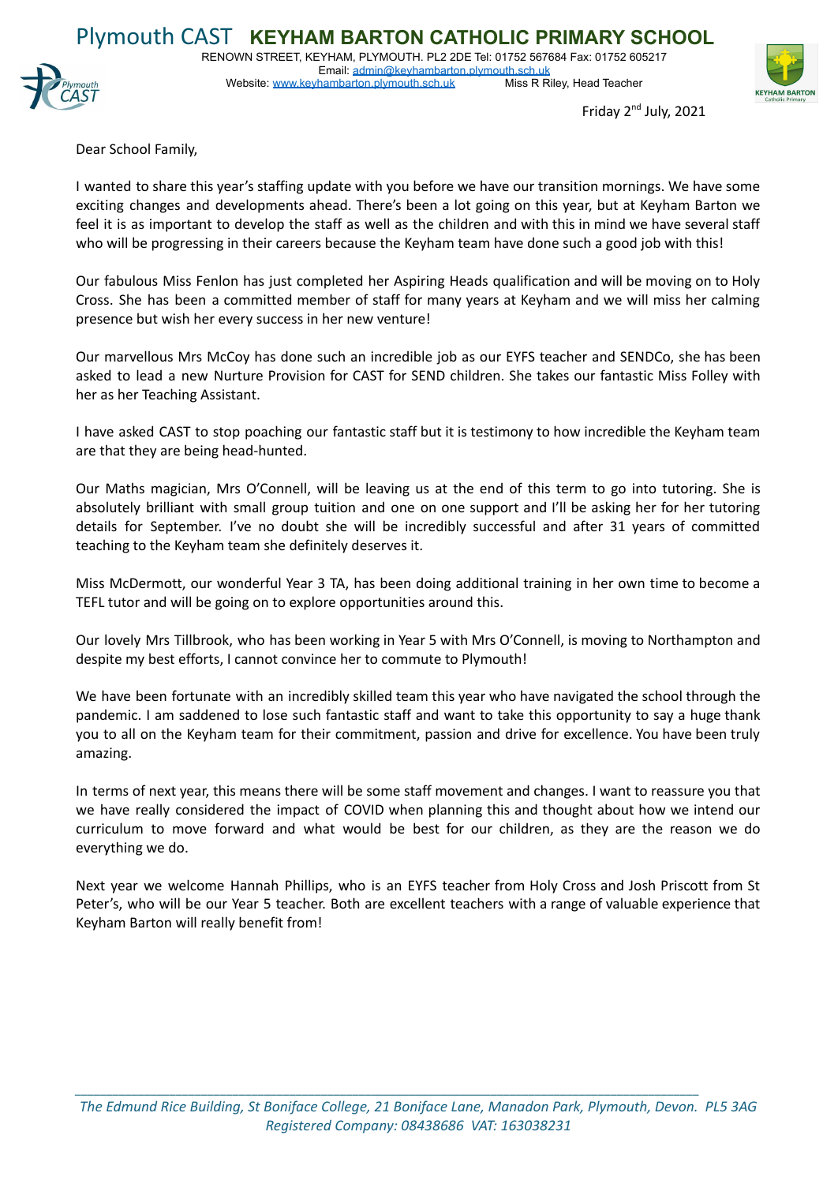# Plymouth CAST **KEYHAM BARTON CATHOLIC PRIMARY SCHOOL**

RENOWN STREET, KEYHAM, PLYMOUTH. PL2 2DE Tel: 01752 567684 Fax: 01752 605217
Email: admin@keyhambarton.plymouth.sch.uk
Website: www.keyhambarton.plymouth.sch.uk Miss R Riley, Head Teacher

Friday 2nd July, 2021

Dear School Family,

I wanted to share this year's staffing update with you before we have our transition mornings. We have some exciting changes and developments ahead. There's been a lot going on this year, but at Keyham Barton we feel it is as important to develop the staff as well as the children and with this in mind we have several staff who will be progressing in their careers because the Keyham team have done such a good job with this!

Our fabulous Miss Fenlon has just completed her Aspiring Heads qualification and will be moving on to Holy Cross. She has been a committed member of staff for many years at Keyham and we will miss her calming presence but wish her every success in her new venture!

Our marvellous Mrs McCoy has done such an incredible job as our EYFS teacher and SENDCo, she has been asked to lead a new Nurture Provision for CAST for SEND children. She takes our fantastic Miss Folley with her as her Teaching Assistant.

I have asked CAST to stop poaching our fantastic staff but it is testimony to how incredible the Keyham team are that they are being head-hunted.

Our Maths magician, Mrs O'Connell, will be leaving us at the end of this term to go into tutoring. She is absolutely brilliant with small group tuition and one on one support and I'll be asking her for her tutoring details for September. I've no doubt she will be incredibly successful and after 31 years of committed teaching to the Keyham team she definitely deserves it.

Miss McDermott, our wonderful Year 3 TA, has been doing additional training in her own time to become a TEFL tutor and will be going on to explore opportunities around this.

Our lovely Mrs Tillbrook, who has been working in Year 5 with Mrs O'Connell, is moving to Northampton and despite my best efforts, I cannot convince her to commute to Plymouth!

We have been fortunate with an incredibly skilled team this year who have navigated the school through the pandemic. I am saddened to lose such fantastic staff and want to take this opportunity to say a huge thank you to all on the Keyham team for their commitment, passion and drive for excellence. You have been truly amazing.

In terms of next year, this means there will be some staff movement and changes. I want to reassure you that we have really considered the impact of COVID when planning this and thought about how we intend our curriculum to move forward and what would be best for our children, as they are the reason we do everything we do.

Next year we welcome Hannah Phillips, who is an EYFS teacher from Holy Cross and Josh Priscott from St Peter's, who will be our Year 5 teacher. Both are excellent teachers with a range of valuable experience that Keyham Barton will really benefit from!

*The Edmund Rice Building, St Boniface College, 21 Boniface Lane, Manadon Park, Plymouth, Devon. PL5 3AG*
*Registered Company: 08438686 VAT: 163038231*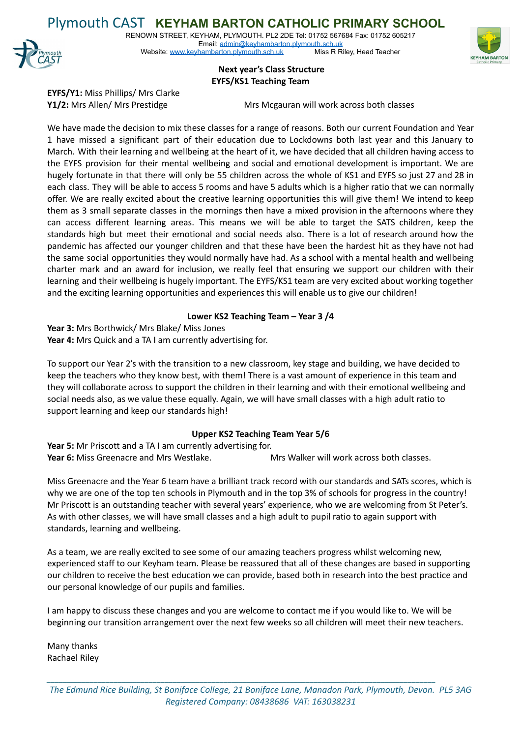Plymouth CAST **KEYHAM BARTON CATHOLIC PRIMARY SCHOOL**

RENOWN STREET, KEYHAM, PLYMOUTH. PL2 2DE Tel: 01752 567684 Fax: 01752 605217
Email: admin@keyhambarton.plymouth.sch.uk
Website: www.keyhambarton.plymouth.sch.uk Miss R Riley, Head Teacher

## Next year's Class Structure

### EYFS/KS1 Teaching Team

**EYFS/Y1:** Miss Phillips/ Mrs Clarke
**Y1/2:** Mrs Allen/ Mrs Prestidge Mrs Mcgauran will work across both classes

We have made the decision to mix these classes for a range of reasons. Both our current Foundation and Year 1 have missed a significant part of their education due to Lockdowns both last year and this January to March. With their learning and wellbeing at the heart of it, we have decided that all children having access to the EYFS provision for their mental wellbeing and social and emotional development is important. We are hugely fortunate in that there will only be 55 children across the whole of KS1 and EYFS so just 27 and 28 in each class. They will be able to access 5 rooms and have 5 adults which is a higher ratio that we can normally offer. We are really excited about the creative learning opportunities this will give them! We intend to keep them as 3 small separate classes in the mornings then have a mixed provision in the afternoons where they can access different learning areas. This means we will be able to target the SATS children, keep the standards high but meet their emotional and social needs also. There is a lot of research around how the pandemic has affected our younger children and that these have been the hardest hit as they have not had the same social opportunities they would normally have had. As a school with a mental health and wellbeing charter mark and an award for inclusion, we really feel that ensuring we support our children with their learning and their wellbeing is hugely important. The EYFS/KS1 team are very excited about working together and the exciting learning opportunities and experiences this will enable us to give our children!

### Lower KS2 Teaching Team – Year 3 /4

**Year 3:** Mrs Borthwick/ Mrs Blake/ Miss Jones
**Year 4:** Mrs Quick and a TA I am currently advertising for.

To support our Year 2's with the transition to a new classroom, key stage and building, we have decided to keep the teachers who they know best, with them! There is a vast amount of experience in this team and they will collaborate across to support the children in their learning and with their emotional wellbeing and social needs also, as we value these equally. Again, we will have small classes with a high adult ratio to support learning and keep our standards high!

### Upper KS2 Teaching Team Year 5/6

**Year 5:** Mr Priscott and a TA I am currently advertising for.
**Year 6:** Miss Greenacre and Mrs Westlake. Mrs Walker will work across both classes.

Miss Greenacre and the Year 6 team have a brilliant track record with our standards and SATs scores, which is why we are one of the top ten schools in Plymouth and in the top 3% of schools for progress in the country! Mr Priscott is an outstanding teacher with several years' experience, who we are welcoming from St Peter's. As with other classes, we will have small classes and a high adult to pupil ratio to again support with standards, learning and wellbeing.

As a team, we are really excited to see some of our amazing teachers progress whilst welcoming new, experienced staff to our Keyham team. Please be reassured that all of these changes are based in supporting our children to receive the best education we can provide, based both in research into the best practice and our personal knowledge of our pupils and families.

I am happy to discuss these changes and you are welcome to contact me if you would like to. We will be beginning our transition arrangement over the next few weeks so all children will meet their new teachers.

Many thanks
Rachael Riley

*The Edmund Rice Building, St Boniface College, 21 Boniface Lane, Manadon Park, Plymouth, Devon. PL5 3AG*
*Registered Company: 08438686 VAT: 163038231*